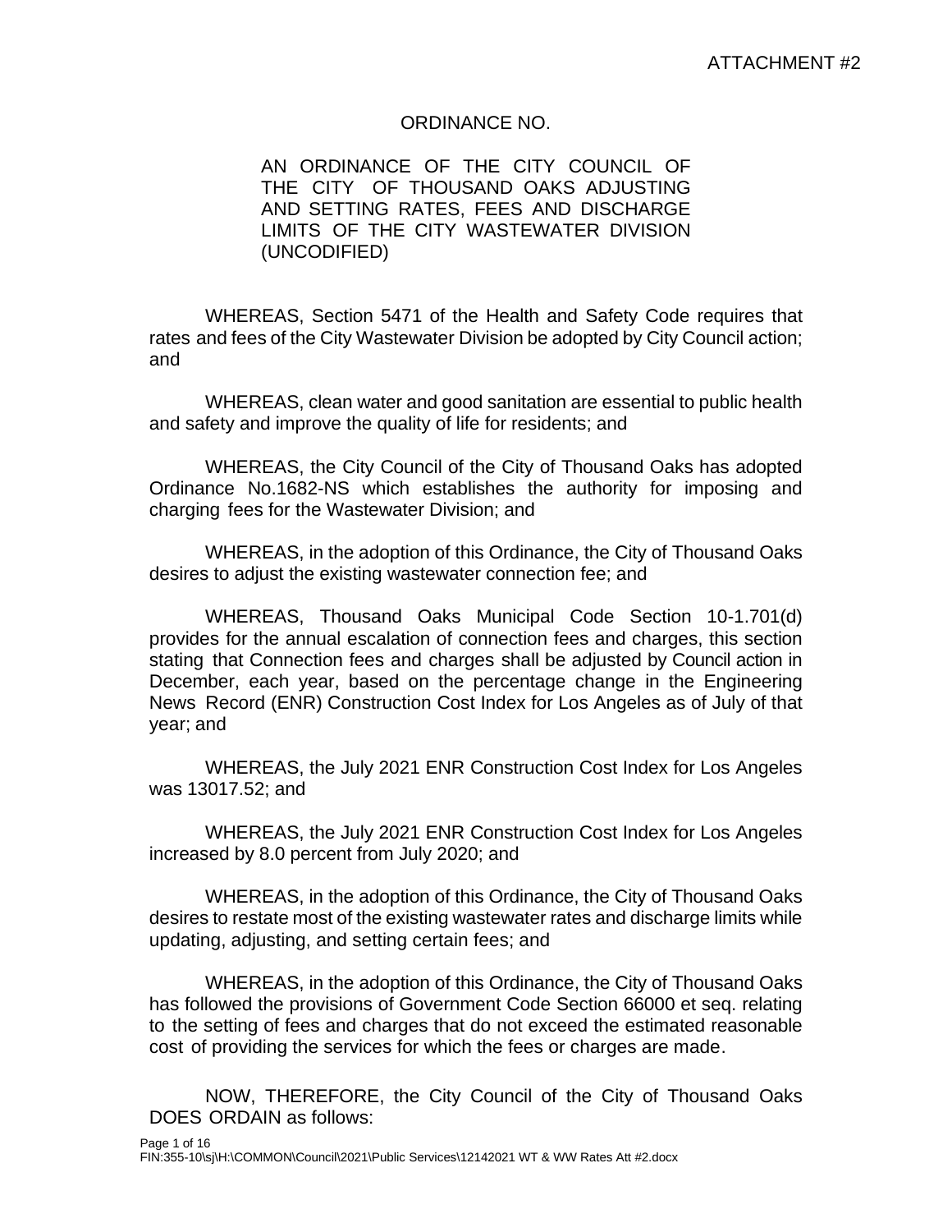ATTACHMENT #2

ORDINANCE NO.

AN ORDINANCE OF THE CITY COUNCIL OF THE CITY OF THOUSAND OAKS ADJUSTING AND SETTING RATES, FEES AND DISCHARGE LIMITS OF THE CITY WASTEWATER DIVISION (UNCODIFIED)

WHEREAS, Section 5471 of the Health and Safety Code requires that rates and fees of the City Wastewater Division be adopted by City Council action; and

WHEREAS, clean water and good sanitation are essential to public health and safety and improve the quality of life for residents; and

WHEREAS, the City Council of the City of Thousand Oaks has adopted Ordinance No.1682-NS which establishes the authority for imposing and charging fees for the Wastewater Division; and

WHEREAS, in the adoption of this Ordinance, the City of Thousand Oaks desires to adjust the existing wastewater connection fee; and

WHEREAS, Thousand Oaks Municipal Code Section 10-1.701(d) provides for the annual escalation of connection fees and charges, this section stating that Connection fees and charges shall be adjusted by Council action in December, each year, based on the percentage change in the Engineering News Record (ENR) Construction Cost Index for Los Angeles as of July of that year; and

WHEREAS, the July 2021 ENR Construction Cost Index for Los Angeles was 13017.52; and

WHEREAS, the July 2021 ENR Construction Cost Index for Los Angeles increased by 8.0 percent from July 2020; and

WHEREAS, in the adoption of this Ordinance, the City of Thousand Oaks desires to restate most of the existing wastewater rates and discharge limits while updating, adjusting, and setting certain fees; and

WHEREAS, in the adoption of this Ordinance, the City of Thousand Oaks has followed the provisions of Government Code Section 66000 et seq. relating to the setting of fees and charges that do not exceed the estimated reasonable cost of providing the services for which the fees or charges are made.

NOW, THEREFORE, the City Council of the City of Thousand Oaks DOES ORDAIN as follows:

FIN:355-10\sj\H:\COMMON\Council\2021\Public Services\12142021 WT & WW Rates Att #2.docx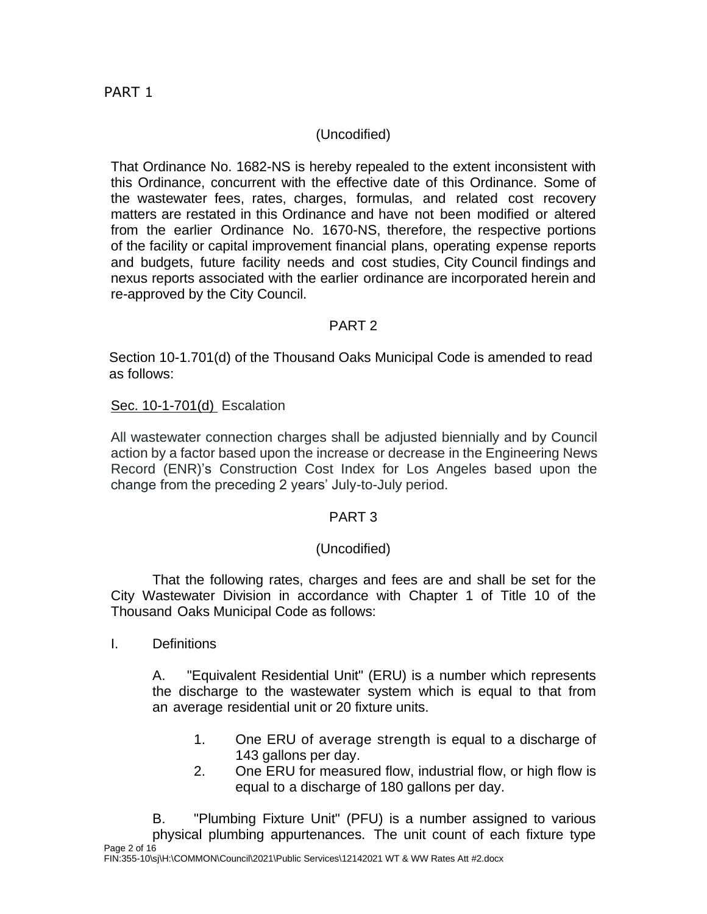PART 1

(Uncodified)

That Ordinance No. 1682-NS is hereby repealed to the extent inconsistent with this Ordinance, concurrent with the effective date of this Ordinance. Some of the wastewater fees, rates, charges, formulas, and related cost recovery matters are restated in this Ordinance and have not been modified or altered from the earlier Ordinance No. 1670-NS, therefore, the respective portions of the facility or capital improvement financial plans, operating expense reports and budgets, future facility needs and cost studies, City Council findings and nexus reports associated with the earlier ordinance are incorporated herein and re-approved by the City Council.

PART 2

Section 10-1.701(d) of the Thousand Oaks Municipal Code is amended to read as follows:

Sec. 10-1-701(d) Escalation

All wastewater connection charges shall be adjusted biennially and by Council action by a factor based upon the increase or decrease in the Engineering News Record (ENR)'s Construction Cost Index for Los Angeles based upon the change from the preceding 2 years' July-to-July period.

PART 3

(Uncodified)

That the following rates, charges and fees are and shall be set for the City Wastewater Division in accordance with Chapter 1 of Title 10 of the Thousand Oaks Municipal Code as follows:

I. Definitions

A. "Equivalent Residential Unit" (ERU) is a number which represents the discharge to the wastewater system which is equal to that from an average residential unit or 20 fixture units.

1. One ERU of average strength is equal to a discharge of 143 gallons per day.
2. One ERU for measured flow, industrial flow, or high flow is equal to a discharge of 180 gallons per day.

B. "Plumbing Fixture Unit" (PFU) is a number assigned to various physical plumbing appurtenances. The unit count of each fixture type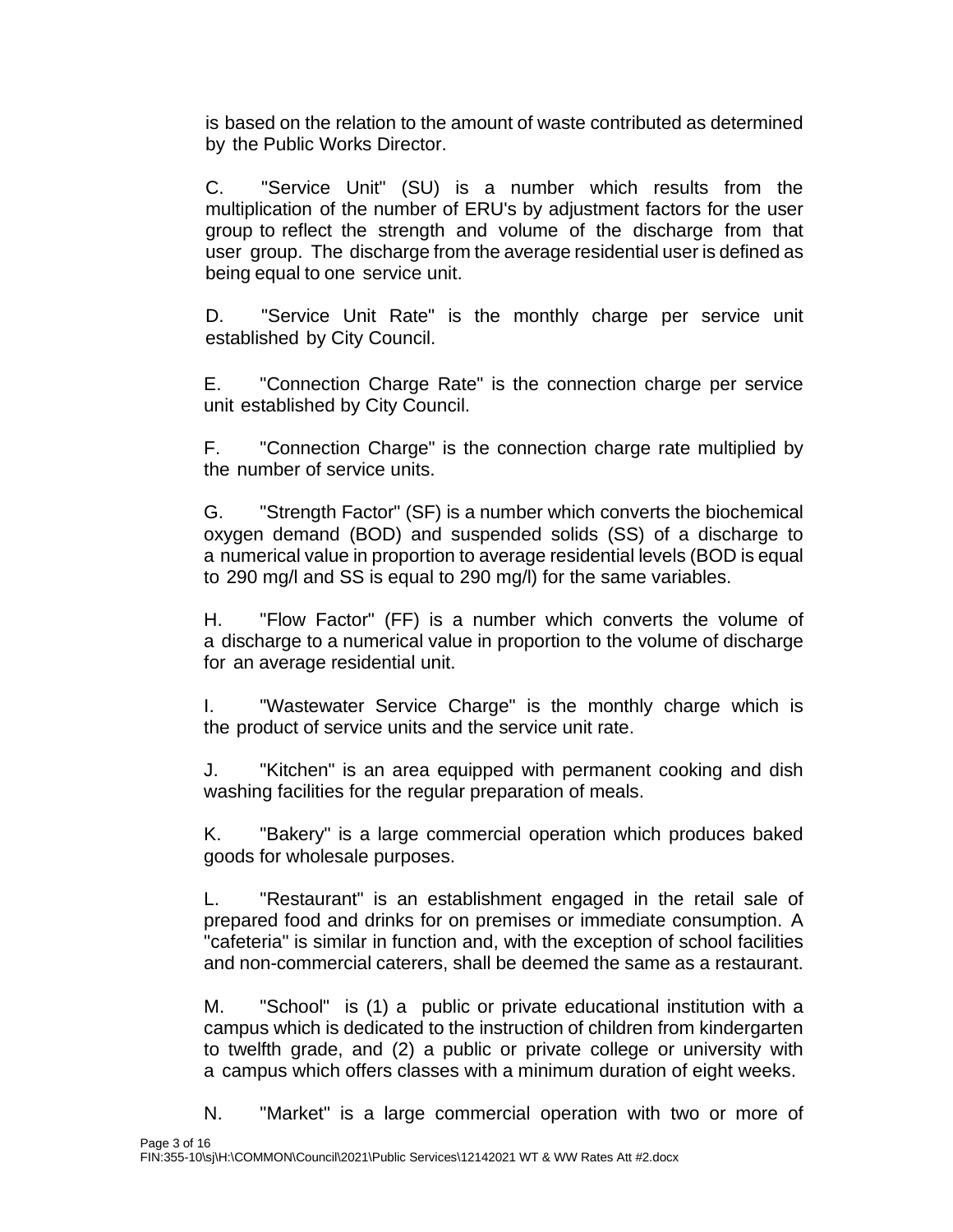is based on the relation to the amount of waste contributed as determined by the Public Works Director.

C. "Service Unit" (SU) is a number which results from the multiplication of the number of ERU's by adjustment factors for the user group to reflect the strength and volume of the discharge from that user group. The discharge from the average residential user is defined as being equal to one service unit.

D. "Service Unit Rate" is the monthly charge per service unit established by City Council.

E. "Connection Charge Rate" is the connection charge per service unit established by City Council.

F. "Connection Charge" is the connection charge rate multiplied by the number of service units.

G. "Strength Factor" (SF) is a number which converts the biochemical oxygen demand (BOD) and suspended solids (SS) of a discharge to a numerical value in proportion to average residential levels (BOD is equal to 290 mg/l and SS is equal to 290 mg/l) for the same variables.

H. "Flow Factor" (FF) is a number which converts the volume of a discharge to a numerical value in proportion to the volume of discharge for an average residential unit.

I. "Wastewater Service Charge" is the monthly charge which is the product of service units and the service unit rate.

J. "Kitchen" is an area equipped with permanent cooking and dish washing facilities for the regular preparation of meals.

K. "Bakery" is a large commercial operation which produces baked goods for wholesale purposes.

L. "Restaurant" is an establishment engaged in the retail sale of prepared food and drinks for on premises or immediate consumption. A "cafeteria" is similar in function and, with the exception of school facilities and non-commercial caterers, shall be deemed the same as a restaurant.

M. "School" is (1) a public or private educational institution with a campus which is dedicated to the instruction of children from kindergarten to twelfth grade, and (2) a public or private college or university with a campus which offers classes with a minimum duration of eight weeks.

N. "Market" is a large commercial operation with two or more of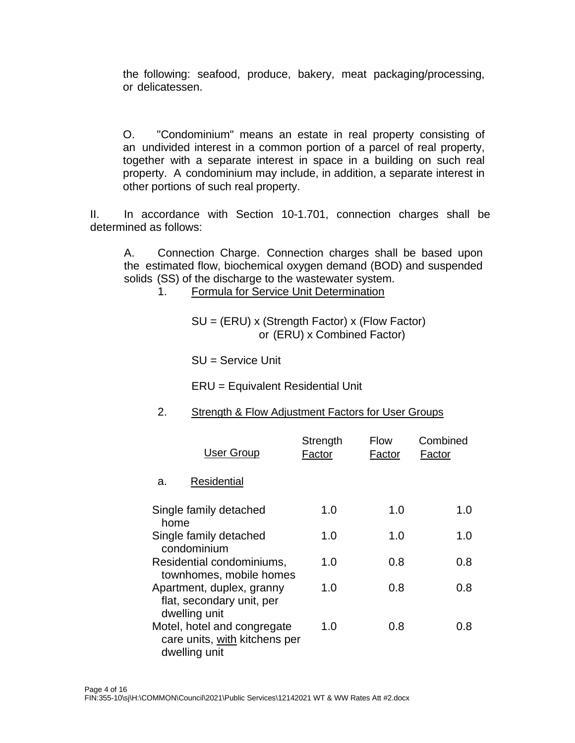the following: seafood, produce, bakery, meat packaging/processing, or delicatessen.

O. "Condominium" means an estate in real property consisting of an undivided interest in a common portion of a parcel of real property, together with a separate interest in space in a building on such real property. A condominium may include, in addition, a separate interest in other portions of such real property.

II. In accordance with Section 10-1.701, connection charges shall be determined as follows:

A. Connection Charge. Connection charges shall be based upon the estimated flow, biochemical oxygen demand (BOD) and suspended solids (SS) of the discharge to the wastewater system.

1. Formula for Service Unit Determination

SU = (ERU) x (Strength Factor) x (Flow Factor)
or (ERU) x Combined Factor)

SU = Service Unit

ERU = Equivalent Residential Unit

2. Strength & Flow Adjustment Factors for User Groups

| User Group | Strength Factor | Flow Factor | Combined Factor |
|---|---|---|---|
| a. Residential | | | |
| Single family detached home | 1.0 | 1.0 | 1.0 |
| Single family detached condominium | 1.0 | 1.0 | 1.0 |
| Residential condominiums, townhomes, mobile homes | 1.0 | 0.8 | 0.8 |
| Apartment, duplex, granny flat, secondary unit, per dwelling unit | 1.0 | 0.8 | 0.8 |
| Motel, hotel and congregate care units, with kitchens per dwelling unit | 1.0 | 0.8 | 0.8 |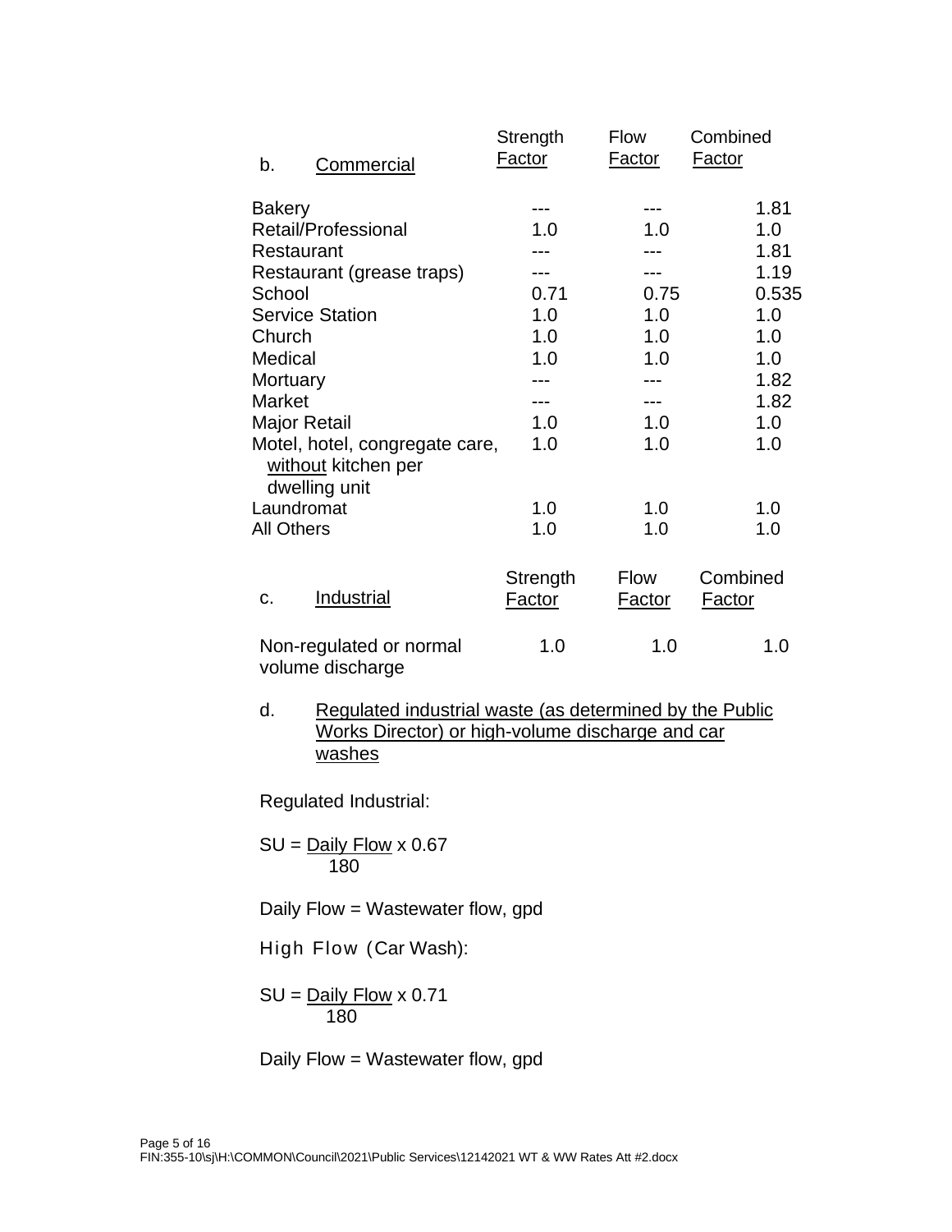| b. Commercial | Strength Factor | Flow Factor | Combined Factor |
|---|---|---|---|
| Bakery | --- | --- | 1.81 |
| Retail/Professional | 1.0 | 1.0 | 1.0 |
| Restaurant | --- | --- | 1.81 |
| Restaurant (grease traps) | --- | --- | 1.19 |
| School | 0.71 | 0.75 | 0.535 |
| Service Station | 1.0 | 1.0 | 1.0 |
| Church | 1.0 | 1.0 | 1.0 |
| Medical | 1.0 | 1.0 | 1.0 |
| Mortuary | --- | --- | 1.82 |
| Market | --- | --- | 1.82 |
| Major Retail | 1.0 | 1.0 | 1.0 |
| Motel, hotel, congregate care, without kitchen per dwelling unit | 1.0 | 1.0 | 1.0 |
| Laundromat | 1.0 | 1.0 | 1.0 |
| All Others | 1.0 | 1.0 | 1.0 |

| c. Industrial | Strength Factor | Flow Factor | Combined Factor |
|---|---|---|---|
| Non-regulated or normal volume discharge | 1.0 | 1.0 | 1.0 |

d. Regulated industrial waste (as determined by the Public Works Director) or high-volume discharge and car washes

Regulated Industrial:

$$SU = \frac{\text{Daily Flow}}{180} \times 0.67$$

Daily Flow = Wastewater flow, gpd

High Flow (Car Wash):

$$SU = \frac{\text{Daily Flow}}{180} \times 0.71$$

Daily Flow = Wastewater flow, gpd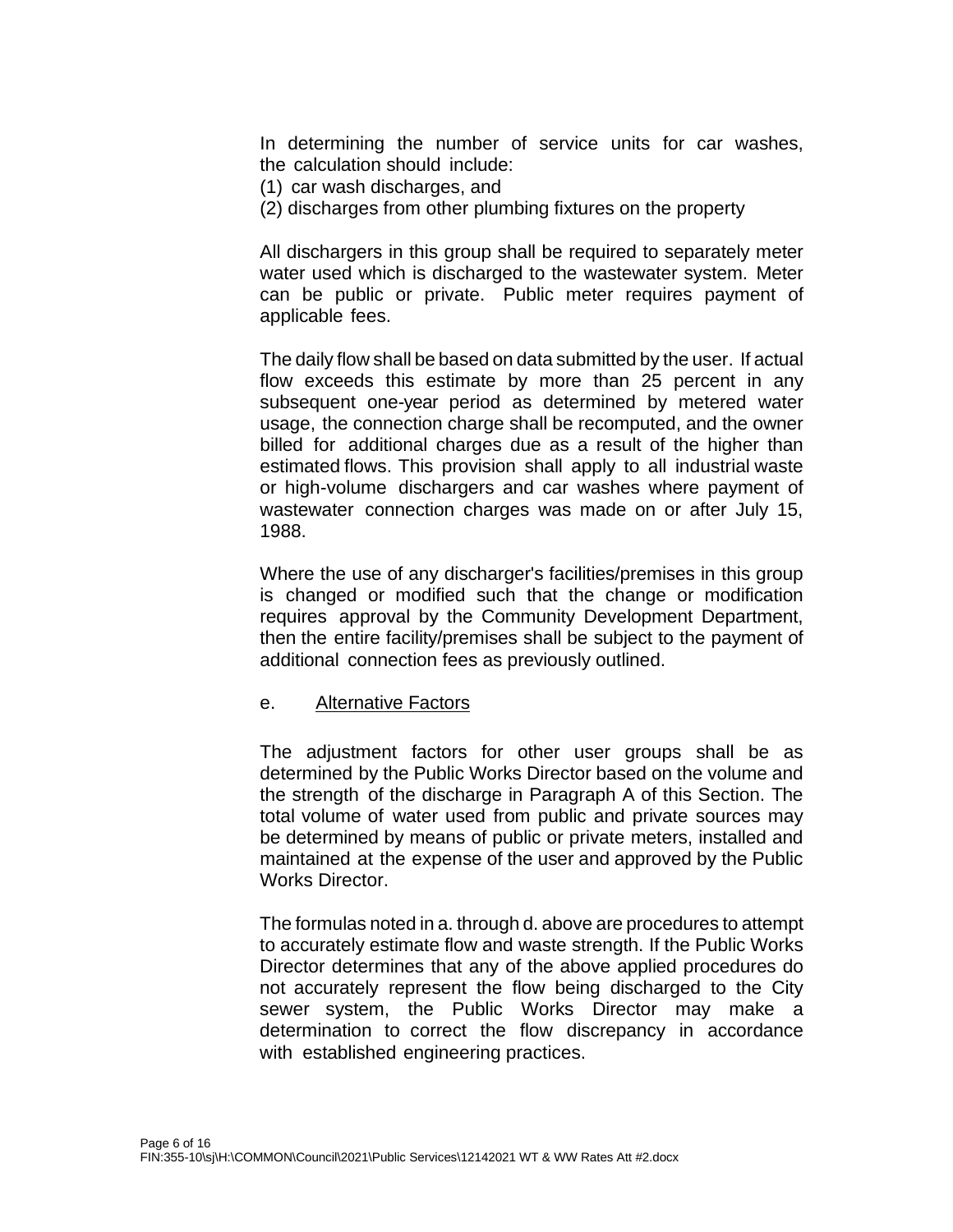In determining the number of service units for car washes, the calculation should include:

(1) car wash discharges, and

(2) discharges from other plumbing fixtures on the property

All dischargers in this group shall be required to separately meter water used which is discharged to the wastewater system. Meter can be public or private. Public meter requires payment of applicable fees.

The daily flow shall be based on data submitted by the user. If actual flow exceeds this estimate by more than 25 percent in any subsequent one-year period as determined by metered water usage, the connection charge shall be recomputed, and the owner billed for additional charges due as a result of the higher than estimated flows. This provision shall apply to all industrial waste or high-volume dischargers and car washes where payment of wastewater connection charges was made on or after July 15, 1988.

Where the use of any discharger's facilities/premises in this group is changed or modified such that the change or modification requires approval by the Community Development Department, then the entire facility/premises shall be subject to the payment of additional connection fees as previously outlined.

e. Alternative Factors

The adjustment factors for other user groups shall be as determined by the Public Works Director based on the volume and the strength of the discharge in Paragraph A of this Section. The total volume of water used from public and private sources may be determined by means of public or private meters, installed and maintained at the expense of the user and approved by the Public Works Director.

The formulas noted in a. through d. above are procedures to attempt to accurately estimate flow and waste strength. If the Public Works Director determines that any of the above applied procedures do not accurately represent the flow being discharged to the City sewer system, the Public Works Director may make a determination to correct the flow discrepancy in accordance with established engineering practices.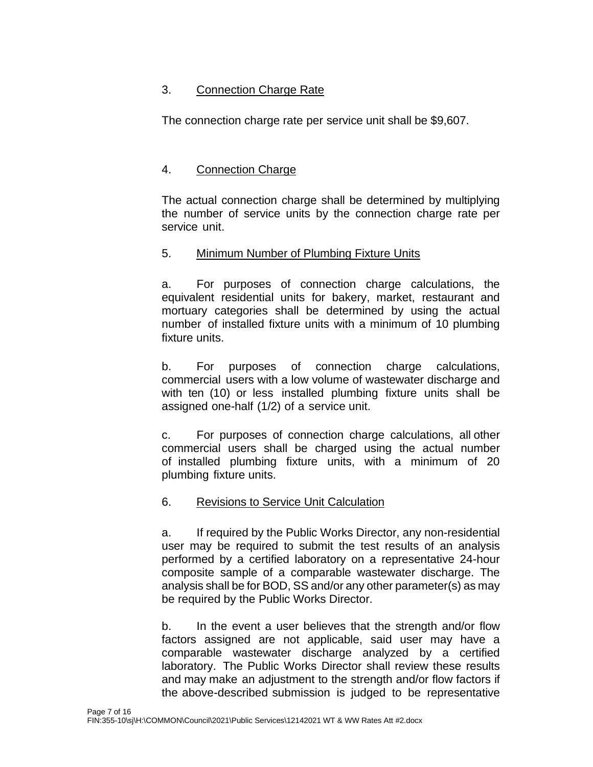3. Connection Charge Rate

The connection charge rate per service unit shall be $9,607.

4. Connection Charge

The actual connection charge shall be determined by multiplying the number of service units by the connection charge rate per service unit.

5. Minimum Number of Plumbing Fixture Units

a. For purposes of connection charge calculations, the equivalent residential units for bakery, market, restaurant and mortuary categories shall be determined by using the actual number of installed fixture units with a minimum of 10 plumbing fixture units.

b. For purposes of connection charge calculations, commercial users with a low volume of wastewater discharge and with ten (10) or less installed plumbing fixture units shall be assigned one-half (1/2) of a service unit.

c. For purposes of connection charge calculations, all other commercial users shall be charged using the actual number of installed plumbing fixture units, with a minimum of 20 plumbing fixture units.

6. Revisions to Service Unit Calculation

a. If required by the Public Works Director, any non-residential user may be required to submit the test results of an analysis performed by a certified laboratory on a representative 24-hour composite sample of a comparable wastewater discharge. The analysis shall be for BOD, SS and/or any other parameter(s) as may be required by the Public Works Director.

b. In the event a user believes that the strength and/or flow factors assigned are not applicable, said user may have a comparable wastewater discharge analyzed by a certified laboratory. The Public Works Director shall review these results and may make an adjustment to the strength and/or flow factors if the above-described submission is judged to be representative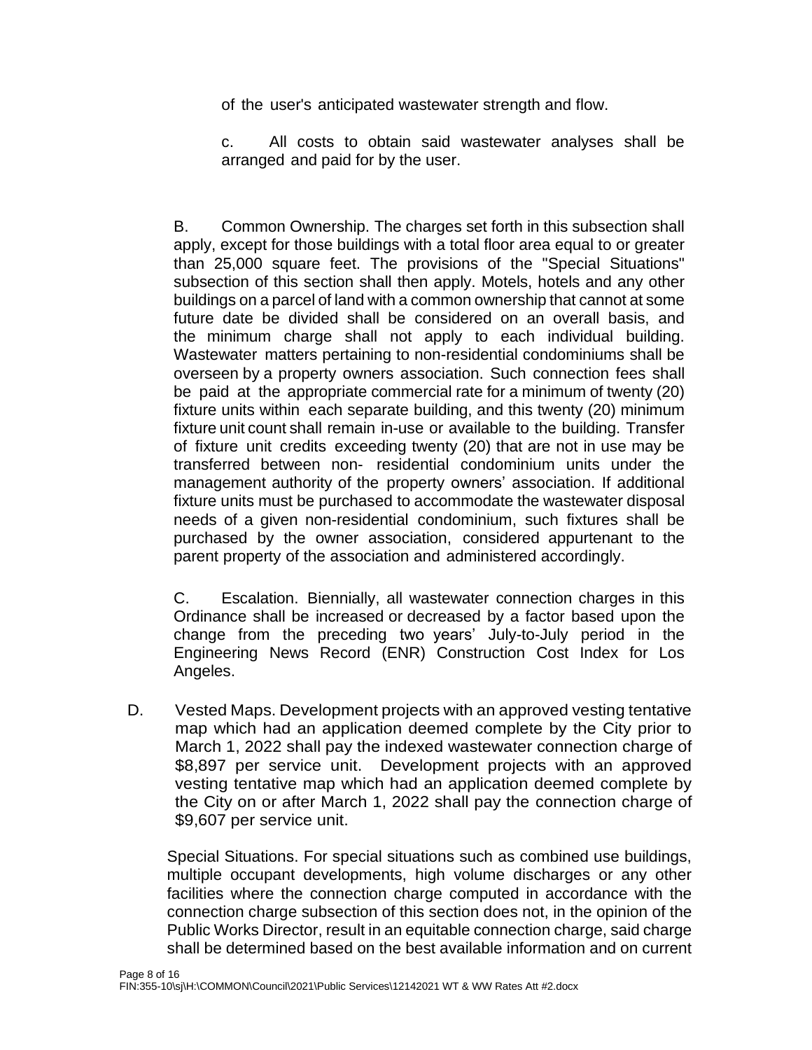of the user's anticipated wastewater strength and flow.

c. All costs to obtain said wastewater analyses shall be arranged and paid for by the user.

B. Common Ownership. The charges set forth in this subsection shall apply, except for those buildings with a total floor area equal to or greater than 25,000 square feet. The provisions of the "Special Situations" subsection of this section shall then apply. Motels, hotels and any other buildings on a parcel of land with a common ownership that cannot at some future date be divided shall be considered on an overall basis, and the minimum charge shall not apply to each individual building. Wastewater matters pertaining to non-residential condominiums shall be overseen by a property owners association. Such connection fees shall be paid at the appropriate commercial rate for a minimum of twenty (20) fixture units within each separate building, and this twenty (20) minimum fixture unit count shall remain in-use or available to the building. Transfer of fixture unit credits exceeding twenty (20) that are not in use may be transferred between non- residential condominium units under the management authority of the property owners' association. If additional fixture units must be purchased to accommodate the wastewater disposal needs of a given non-residential condominium, such fixtures shall be purchased by the owner association, considered appurtenant to the parent property of the association and administered accordingly.

C. Escalation. Biennially, all wastewater connection charges in this Ordinance shall be increased or decreased by a factor based upon the change from the preceding two years' July-to-July period in the Engineering News Record (ENR) Construction Cost Index for Los Angeles.

D. Vested Maps. Development projects with an approved vesting tentative map which had an application deemed complete by the City prior to March 1, 2022 shall pay the indexed wastewater connection charge of $8,897 per service unit. Development projects with an approved vesting tentative map which had an application deemed complete by the City on or after March 1, 2022 shall pay the connection charge of $9,607 per service unit.

Special Situations. For special situations such as combined use buildings, multiple occupant developments, high volume discharges or any other facilities where the connection charge computed in accordance with the connection charge subsection of this section does not, in the opinion of the Public Works Director, result in an equitable connection charge, said charge shall be determined based on the best available information and on current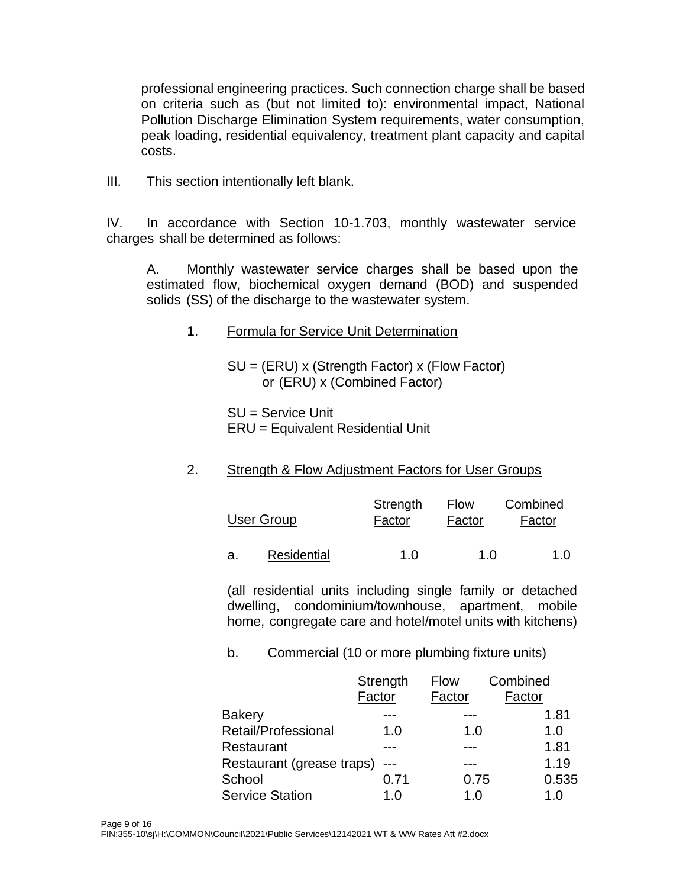professional engineering practices. Such connection charge shall be based on criteria such as (but not limited to): environmental impact, National Pollution Discharge Elimination System requirements, water consumption, peak loading, residential equivalency, treatment plant capacity and capital costs.

III. This section intentionally left blank.

IV. In accordance with Section 10-1.703, monthly wastewater service charges shall be determined as follows:

A. Monthly wastewater service charges shall be based upon the estimated flow, biochemical oxygen demand (BOD) and suspended solids (SS) of the discharge to the wastewater system.

1. Formula for Service Unit Determination

SU = (ERU) x (Strength Factor) x (Flow Factor)
or (ERU) x (Combined Factor)

SU = Service Unit
ERU = Equivalent Residential Unit

2. Strength & Flow Adjustment Factors for User Groups

| User Group | Strength Factor | Flow Factor | Combined Factor |
|---|---|---|---|
| a. Residential | 1.0 | 1.0 | 1.0 |

(all residential units including single family or detached dwelling, condominium/townhouse, apartment, mobile home, congregate care and hotel/motel units with kitchens)

b. Commercial (10 or more plumbing fixture units)

| | Strength Factor | Flow Factor | Combined Factor |
|---|---|---|---|
| Bakery | --- | --- | 1.81 |
| Retail/Professional | 1.0 | 1.0 | 1.0 |
| Restaurant | --- | --- | 1.81 |
| Restaurant (grease traps) | --- | --- | 1.19 |
| School | 0.71 | 0.75 | 0.535 |
| Service Station | 1.0 | 1.0 | 1.0 |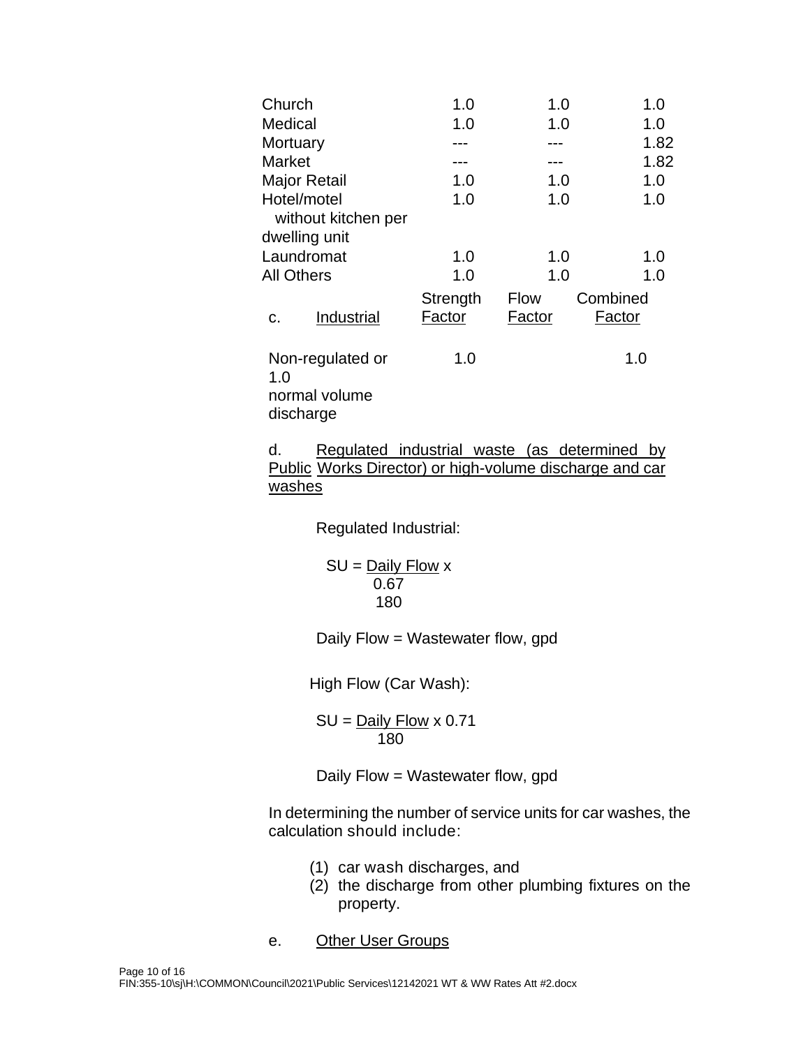| | Strength Factor | Flow Factor | Combined Factor |
|---|---|---|---|
| Church | 1.0 | 1.0 | 1.0 |
| Medical | 1.0 | 1.0 | 1.0 |
| Mortuary | --- | --- | 1.82 |
| Market | --- | --- | 1.82 |
| Major Retail | 1.0 | 1.0 | 1.0 |
| Hotel/motel without kitchen per dwelling unit | 1.0 | 1.0 | 1.0 |
| Laundromat | 1.0 | 1.0 | 1.0 |
| All Others | 1.0 | 1.0 | 1.0 |

| c. Industrial | Strength Factor | Flow Factor | Combined Factor |
|---|---|---|---|
| Non-regulated or normal volume discharge | 1.0 | 1.0 | 1.0 |

d. Regulated industrial waste (as determined by Public Works Director) or high-volume discharge and car washes

Regulated Industrial:

$$SU = \frac{\text{Daily Flow}}{180} \times 0.67$$

Daily Flow = Wastewater flow, gpd

High Flow (Car Wash):

$$SU = \frac{\text{Daily Flow}}{180} \times 0.71$$

Daily Flow = Wastewater flow, gpd

In determining the number of service units for car washes, the calculation should include:

(1) car wash discharges, and
(2) the discharge from other plumbing fixtures on the property.

e. Other User Groups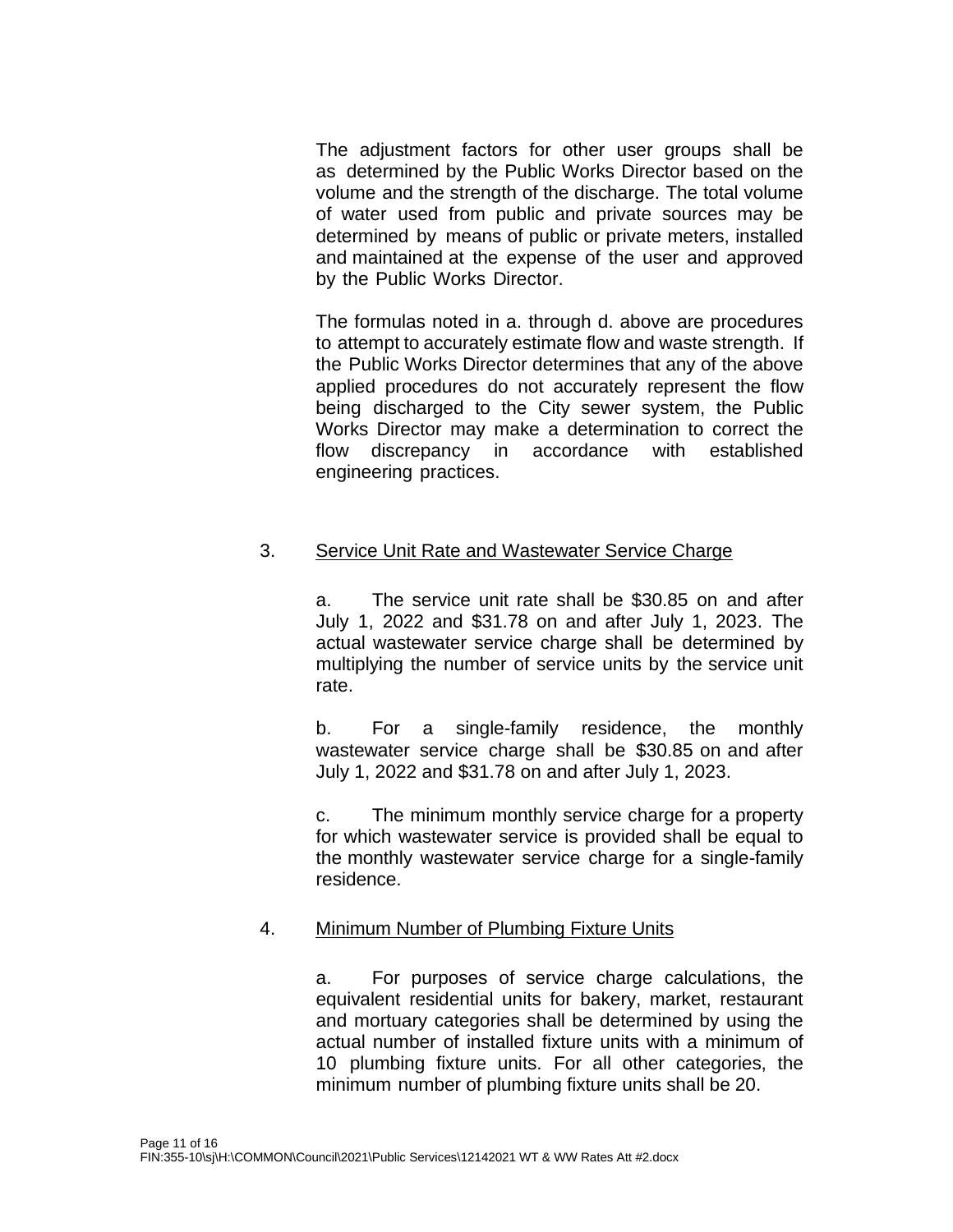The adjustment factors for other user groups shall be as determined by the Public Works Director based on the volume and the strength of the discharge. The total volume of water used from public and private sources may be determined by means of public or private meters, installed and maintained at the expense of the user and approved by the Public Works Director.

The formulas noted in a. through d. above are procedures to attempt to accurately estimate flow and waste strength. If the Public Works Director determines that any of the above applied procedures do not accurately represent the flow being discharged to the City sewer system, the Public Works Director may make a determination to correct the flow discrepancy in accordance with established engineering practices.

3. <u>Service Unit Rate and Wastewater Service Charge</u>

a. The service unit rate shall be $30.85 on and after July 1, 2022 and $31.78 on and after July 1, 2023. The actual wastewater service charge shall be determined by multiplying the number of service units by the service unit rate.

b. For a single-family residence, the monthly wastewater service charge shall be $30.85 on and after July 1, 2022 and $31.78 on and after July 1, 2023.

c. The minimum monthly service charge for a property for which wastewater service is provided shall be equal to the monthly wastewater service charge for a single-family residence.

4. <u>Minimum Number of Plumbing Fixture Units</u>

a. For purposes of service charge calculations, the equivalent residential units for bakery, market, restaurant and mortuary categories shall be determined by using the actual number of installed fixture units with a minimum of 10 plumbing fixture units. For all other categories, the minimum number of plumbing fixture units shall be 20.

FIN:355-10\sj\H:\COMMON\Council\2021\Public Services\12142021 WT & WW Rates Att #2.docx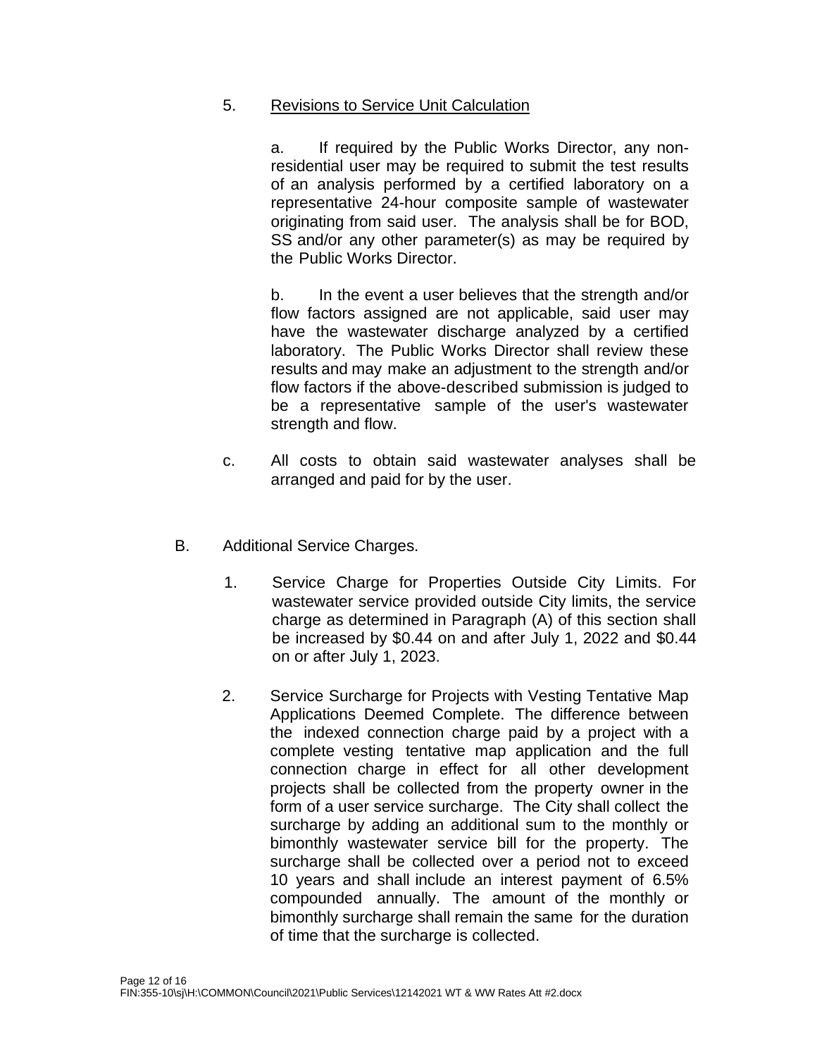5. <u>Revisions to Service Unit Calculation</u>

   a. If required by the Public Works Director, any non-residential user may be required to submit the test results of an analysis performed by a certified laboratory on a representative 24-hour composite sample of wastewater originating from said user. The analysis shall be for BOD, SS and/or any other parameter(s) as may be required by the Public Works Director.

   b. In the event a user believes that the strength and/or flow factors assigned are not applicable, said user may have the wastewater discharge analyzed by a certified laboratory. The Public Works Director shall review these results and may make an adjustment to the strength and/or flow factors if the above-described submission is judged to be a representative sample of the user's wastewater strength and flow.

   c. All costs to obtain said wastewater analyses shall be arranged and paid for by the user.

B. Additional Service Charges.

   1. Service Charge for Properties Outside City Limits. For wastewater service provided outside City limits, the service charge as determined in Paragraph (A) of this section shall be increased by $0.44 on and after July 1, 2022 and $0.44 on or after July 1, 2023.

   2. Service Surcharge for Projects with Vesting Tentative Map Applications Deemed Complete. The difference between the indexed connection charge paid by a project with a complete vesting tentative map application and the full connection charge in effect for all other development projects shall be collected from the property owner in the form of a user service surcharge. The City shall collect the surcharge by adding an additional sum to the monthly or bimonthly wastewater service bill for the property. The surcharge shall be collected over a period not to exceed 10 years and shall include an interest payment of 6.5% compounded annually. The amount of the monthly or bimonthly surcharge shall remain the same for the duration of time that the surcharge is collected.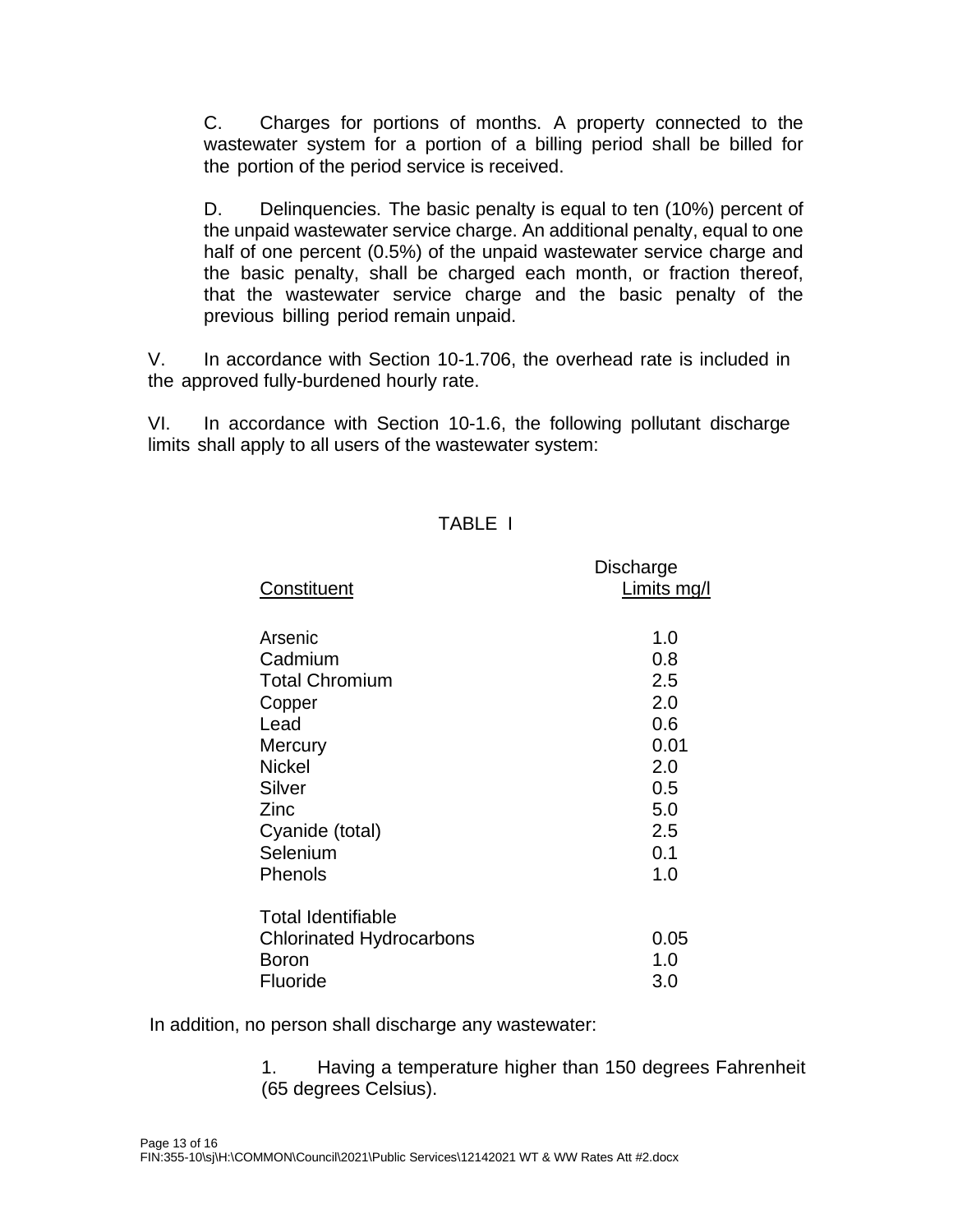C. Charges for portions of months. A property connected to the wastewater system for a portion of a billing period shall be billed for the portion of the period service is received.

D. Delinquencies. The basic penalty is equal to ten (10%) percent of the unpaid wastewater service charge. An additional penalty, equal to one half of one percent (0.5%) of the unpaid wastewater service charge and the basic penalty, shall be charged each month, or fraction thereof, that the wastewater service charge and the basic penalty of the previous billing period remain unpaid.

V. In accordance with Section 10-1.706, the overhead rate is included in the approved fully-burdened hourly rate.

VI. In accordance with Section 10-1.6, the following pollutant discharge limits shall apply to all users of the wastewater system:

TABLE I

| Constituent | Discharge Limits mg/l |
|---|---|
| Arsenic | 1.0 |
| Cadmium | 0.8 |
| Total Chromium | 2.5 |
| Copper | 2.0 |
| Lead | 0.6 |
| Mercury | 0.01 |
| Nickel | 2.0 |
| Silver | 0.5 |
| Zinc | 5.0 |
| Cyanide (total) | 2.5 |
| Selenium | 0.1 |
| Phenols | 1.0 |
| Total Identifiable Chlorinated Hydrocarbons | 0.05 |
| Boron | 1.0 |
| Fluoride | 3.0 |

In addition, no person shall discharge any wastewater:

1. Having a temperature higher than 150 degrees Fahrenheit (65 degrees Celsius).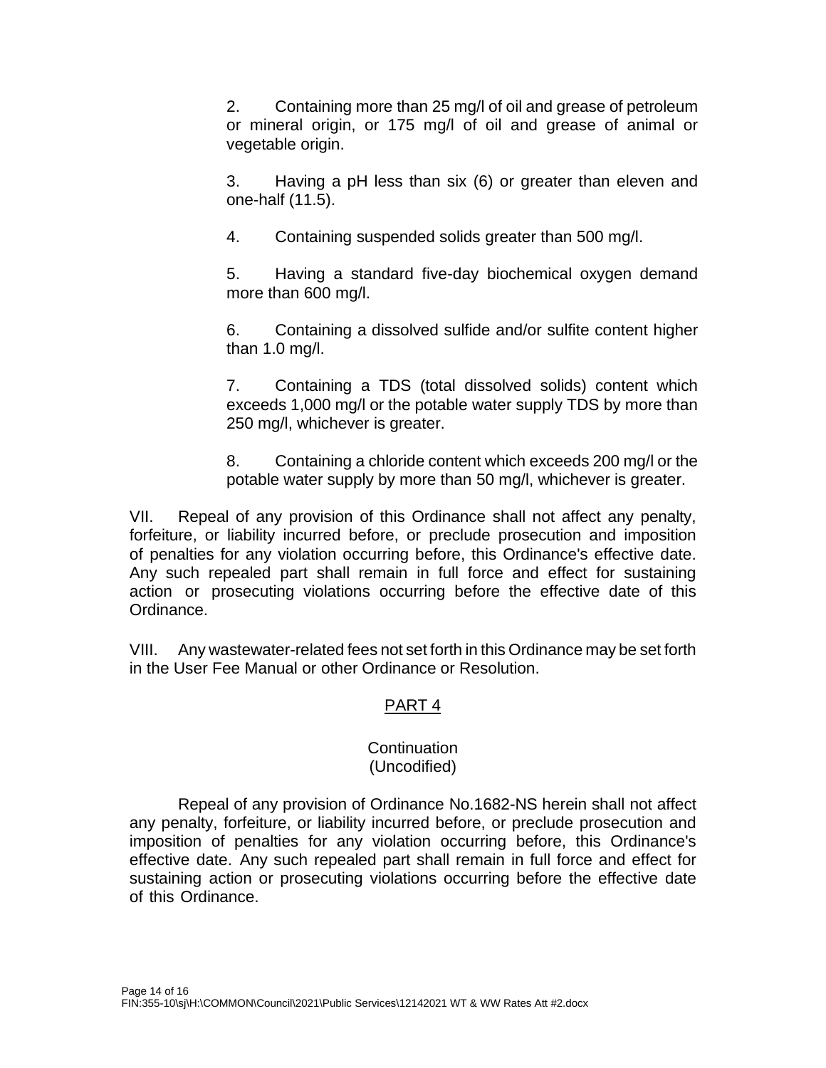2. Containing more than 25 mg/l of oil and grease of petroleum or mineral origin, or 175 mg/l of oil and grease of animal or vegetable origin.

3. Having a pH less than six (6) or greater than eleven and one-half (11.5).

4. Containing suspended solids greater than 500 mg/l.

5. Having a standard five-day biochemical oxygen demand more than 600 mg/l.

6. Containing a dissolved sulfide and/or sulfite content higher than 1.0 mg/l.

7. Containing a TDS (total dissolved solids) content which exceeds 1,000 mg/l or the potable water supply TDS by more than 250 mg/l, whichever is greater.

8. Containing a chloride content which exceeds 200 mg/l or the potable water supply by more than 50 mg/l, whichever is greater.

VII. Repeal of any provision of this Ordinance shall not affect any penalty, forfeiture, or liability incurred before, or preclude prosecution and imposition of penalties for any violation occurring before, this Ordinance's effective date. Any such repealed part shall remain in full force and effect for sustaining action or prosecuting violations occurring before the effective date of this Ordinance.

VIII. Any wastewater-related fees not set forth in this Ordinance may be set forth in the User Fee Manual or other Ordinance or Resolution.

## PART 4

### Continuation
(Uncodified)

Repeal of any provision of Ordinance No.1682-NS herein shall not affect any penalty, forfeiture, or liability incurred before, or preclude prosecution and imposition of penalties for any violation occurring before, this Ordinance's effective date. Any such repealed part shall remain in full force and effect for sustaining action or prosecuting violations occurring before the effective date of this Ordinance.

FIN:355-10\sj\H:\COMMON\Council\2021\Public Services\12142021 WT & WW Rates Att #2.docx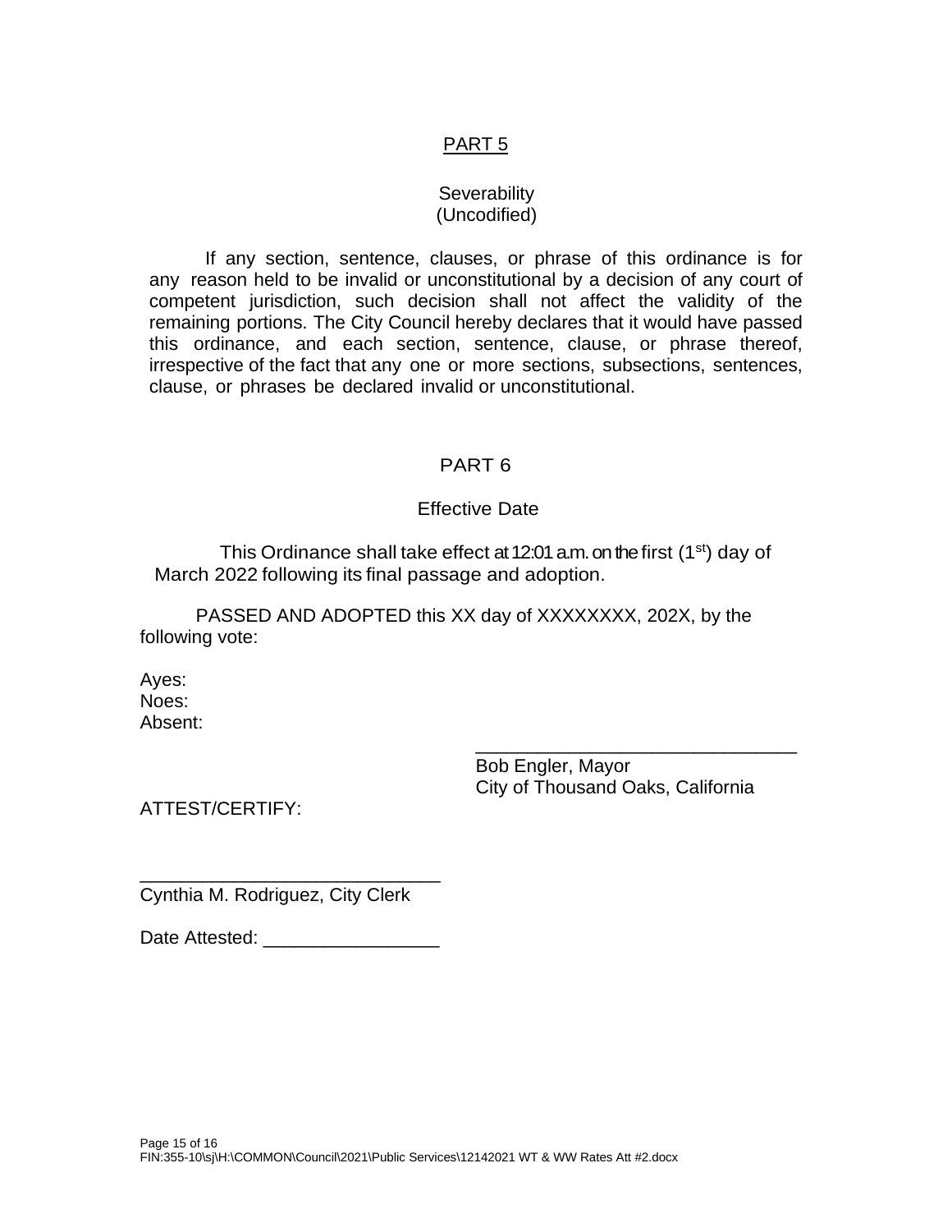## PART 5

### Severability
(Uncodified)

If any section, sentence, clauses, or phrase of this ordinance is for any reason held to be invalid or unconstitutional by a decision of any court of competent jurisdiction, such decision shall not affect the validity of the remaining portions. The City Council hereby declares that it would have passed this ordinance, and each section, sentence, clause, or phrase thereof, irrespective of the fact that any one or more sections, subsections, sentences, clause, or phrases be declared invalid or unconstitutional.

## PART 6

### Effective Date

This Ordinance shall take effect at 12:01 a.m. on the first (1st) day of March 2022 following its final passage and adoption.

PASSED AND ADOPTED this XX day of XXXXXXXX, 202X, by the following vote:

Ayes:
Noes:
Absent:

_______________________________
Bob Engler, Mayor
City of Thousand Oaks, California

ATTEST/CERTIFY:

_____________________________
Cynthia M. Rodriguez, City Clerk

Date Attested: _________________

FIN:355-10\sj\H:\COMMON\Council\2021\Public Services\12142021 WT & WW Rates Att #2.docx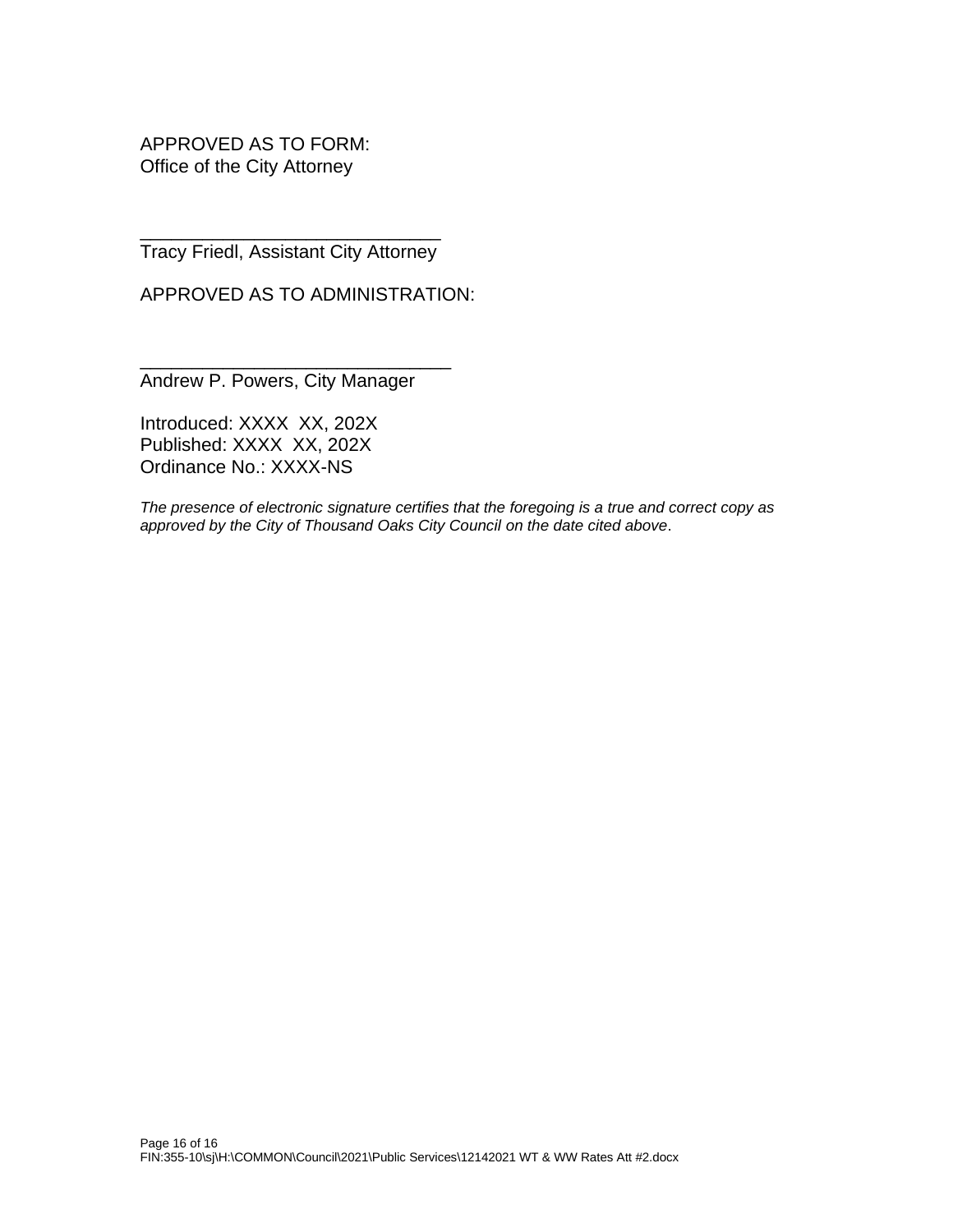APPROVED AS TO FORM:
Office of the City Attorney

____________________________
Tracy Friedl, Assistant City Attorney

APPROVED AS TO ADMINISTRATION:

_____________________________
Andrew P. Powers, City Manager

Introduced: XXXX XX, 202X
Published: XXXX XX, 202X
Ordinance No.: XXXX-NS

*The presence of electronic signature certifies that the foregoing is a true and correct copy as approved by the City of Thousand Oaks City Council on the date cited above*.